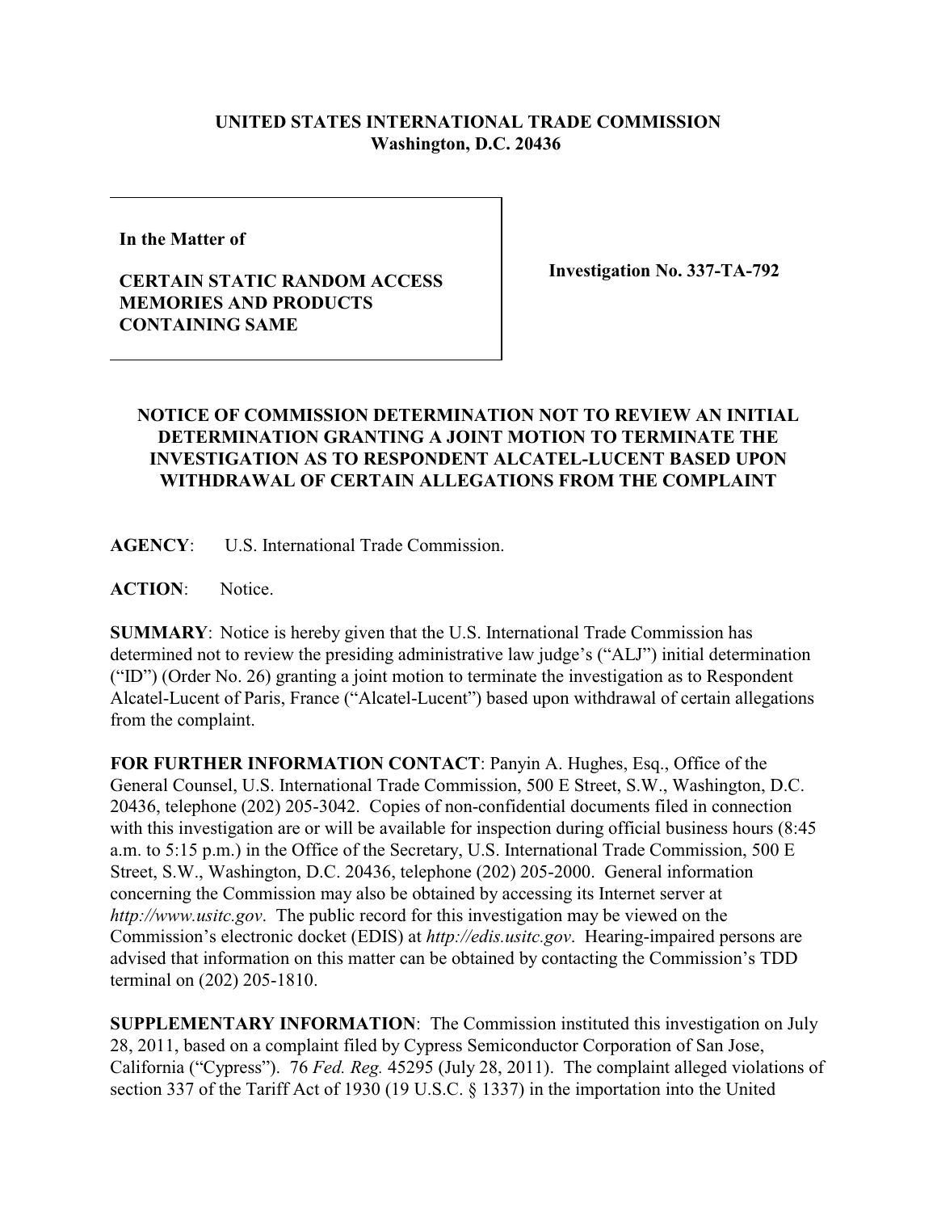**UNITED STATES INTERNATIONAL TRADE COMMISSION**
**Washington, D.C. 20436**

| In the Matter of<br><br>**CERTAIN STATIC RANDOM ACCESS MEMORIES AND PRODUCTS CONTAINING SAME** | **Investigation No. 337-TA-792** |
|---|---|

## NOTICE OF COMMISSION DETERMINATION NOT TO REVIEW AN INITIAL DETERMINATION GRANTING A JOINT MOTION TO TERMINATE THE INVESTIGATION AS TO RESPONDENT ALCATEL-LUCENT BASED UPON WITHDRAWAL OF CERTAIN ALLEGATIONS FROM THE COMPLAINT

**AGENCY**: U.S. International Trade Commission.

**ACTION**: Notice.

**SUMMARY**: Notice is hereby given that the U.S. International Trade Commission has determined not to review the presiding administrative law judge's ("ALJ") initial determination ("ID") (Order No. 26) granting a joint motion to terminate the investigation as to Respondent Alcatel-Lucent of Paris, France ("Alcatel-Lucent") based upon withdrawal of certain allegations from the complaint.

**FOR FURTHER INFORMATION CONTACT**: Panyin A. Hughes, Esq., Office of the General Counsel, U.S. International Trade Commission, 500 E Street, S.W., Washington, D.C. 20436, telephone (202) 205-3042. Copies of non-confidential documents filed in connection with this investigation are or will be available for inspection during official business hours (8:45 a.m. to 5:15 p.m.) in the Office of the Secretary, U.S. International Trade Commission, 500 E Street, S.W., Washington, D.C. 20436, telephone (202) 205-2000. General information concerning the Commission may also be obtained by accessing its Internet server at *http://www.usitc.gov*. The public record for this investigation may be viewed on the Commission's electronic docket (EDIS) at *http://edis.usitc.gov*. Hearing-impaired persons are advised that information on this matter can be obtained by contacting the Commission's TDD terminal on (202) 205-1810.

**SUPPLEMENTARY INFORMATION**: The Commission instituted this investigation on July 28, 2011, based on a complaint filed by Cypress Semiconductor Corporation of San Jose, California ("Cypress"). 76 *Fed. Reg.* 45295 (July 28, 2011). The complaint alleged violations of section 337 of the Tariff Act of 1930 (19 U.S.C. § 1337) in the importation into the United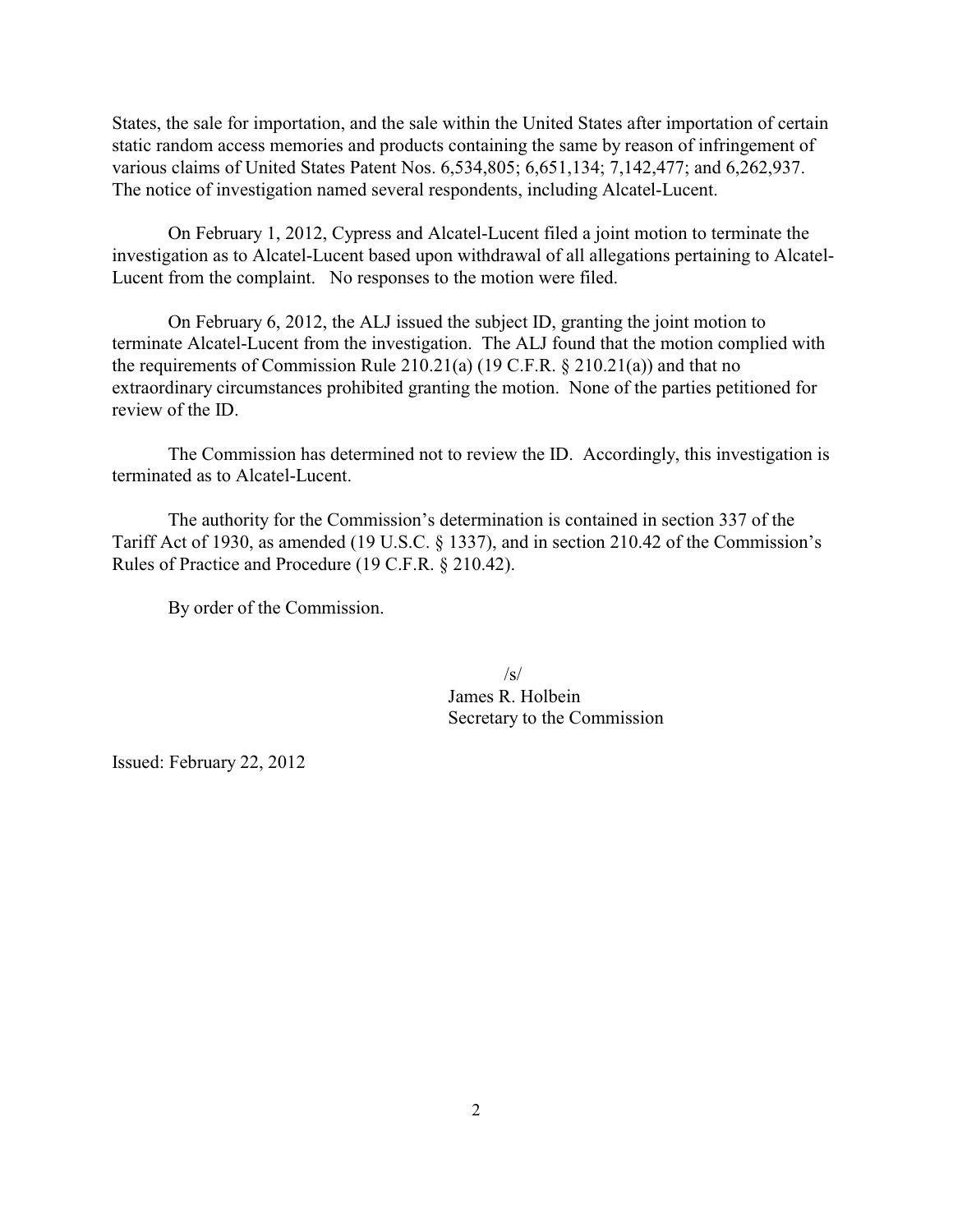States, the sale for importation, and the sale within the United States after importation of certain static random access memories and products containing the same by reason of infringement of various claims of United States Patent Nos. 6,534,805; 6,651,134; 7,142,477; and 6,262,937. The notice of investigation named several respondents, including Alcatel-Lucent.

On February 1, 2012, Cypress and Alcatel-Lucent filed a joint motion to terminate the investigation as to Alcatel-Lucent based upon withdrawal of all allegations pertaining to Alcatel-Lucent from the complaint. No responses to the motion were filed.

On February 6, 2012, the ALJ issued the subject ID, granting the joint motion to terminate Alcatel-Lucent from the investigation. The ALJ found that the motion complied with the requirements of Commission Rule 210.21(a) (19 C.F.R. § 210.21(a)) and that no extraordinary circumstances prohibited granting the motion. None of the parties petitioned for review of the ID.

The Commission has determined not to review the ID. Accordingly, this investigation is terminated as to Alcatel-Lucent.

The authority for the Commission's determination is contained in section 337 of the Tariff Act of 1930, as amended (19 U.S.C. § 1337), and in section 210.42 of the Commission's Rules of Practice and Procedure (19 C.F.R. § 210.42).

By order of the Commission.

/s/
James R. Holbein
Secretary to the Commission

Issued: February 22, 2012